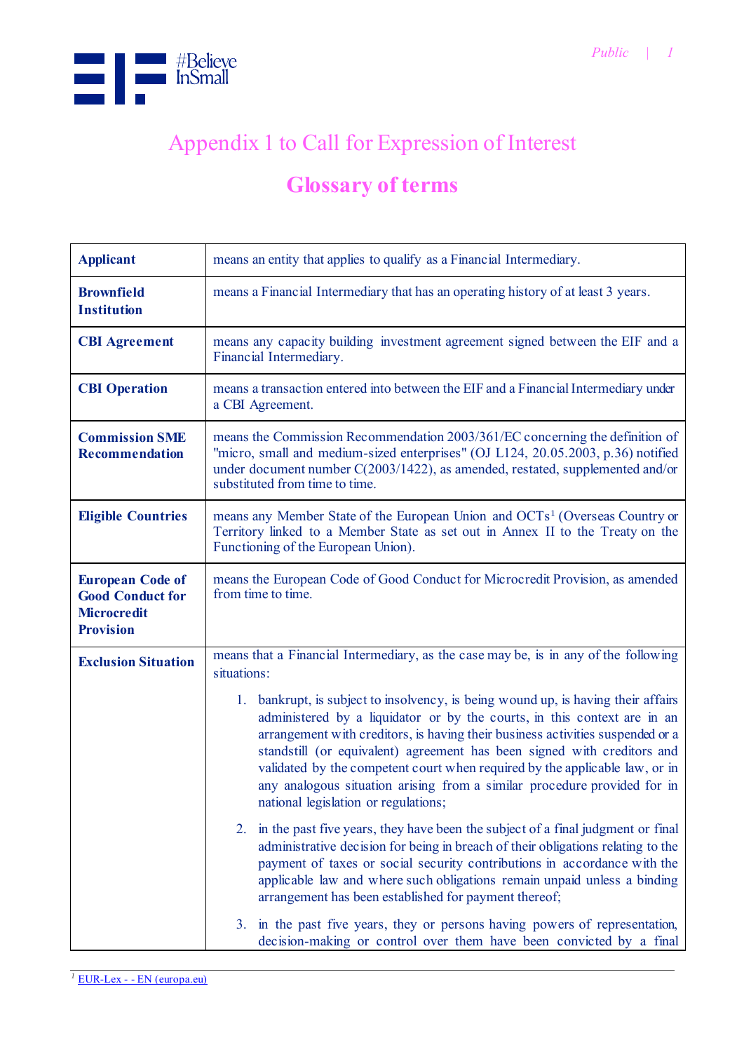# Appendix 1 to Call for Expression of Interest

## Glossary of terms

| | |
|---|---|
| **Applicant** | means an entity that applies to qualify as a Financial Intermediary. |
| **Brownfield Institution** | means a Financial Intermediary that has an operating history of at least 3 years. |
| **CBI Agreement** | means any capacity building investment agreement signed between the EIF and a Financial Intermediary. |
| **CBI Operation** | means a transaction entered into between the EIF and a Financial Intermediary under a CBI Agreement. |
| **Commission SME Recommendation** | means the Commission Recommendation 2003/361/EC concerning the definition of "micro, small and medium-sized enterprises" (OJ L124, 20.05.2003, p.36) notified under document number C(2003/1422), as amended, restated, supplemented and/or substituted from time to time. |
| **Eligible Countries** | means any Member State of the European Union and OCTs[1] (Overseas Country or Territory linked to a Member State as set out in Annex II to the Treaty on the Functioning of the European Union). |
| **European Code of Good Conduct for Microcredit Provision** | means the European Code of Good Conduct for Microcredit Provision, as amended from time to time. |
| **Exclusion Situation** | means that a Financial Intermediary, as the case may be, is in any of the following situations:<br><br>1. bankrupt, is subject to insolvency, is being wound up, is having their affairs administered by a liquidator or by the courts, in this context are in an arrangement with creditors, is having their business activities suspended or a standstill (or equivalent) agreement has been signed with creditors and validated by the competent court when required by the applicable law, or in any analogous situation arising from a similar procedure provided for in national legislation or regulations;<br><br>2. in the past five years, they have been the subject of a final judgment or final administrative decision for being in breach of their obligations relating to the payment of taxes or social security contributions in accordance with the applicable law and where such obligations remain unpaid unless a binding arrangement has been established for payment thereof;<br><br>3. in the past five years, they or persons having powers of representation, decision-making or control over them have been convicted by a final |

[1] EUR-Lex - - EN (europa.eu)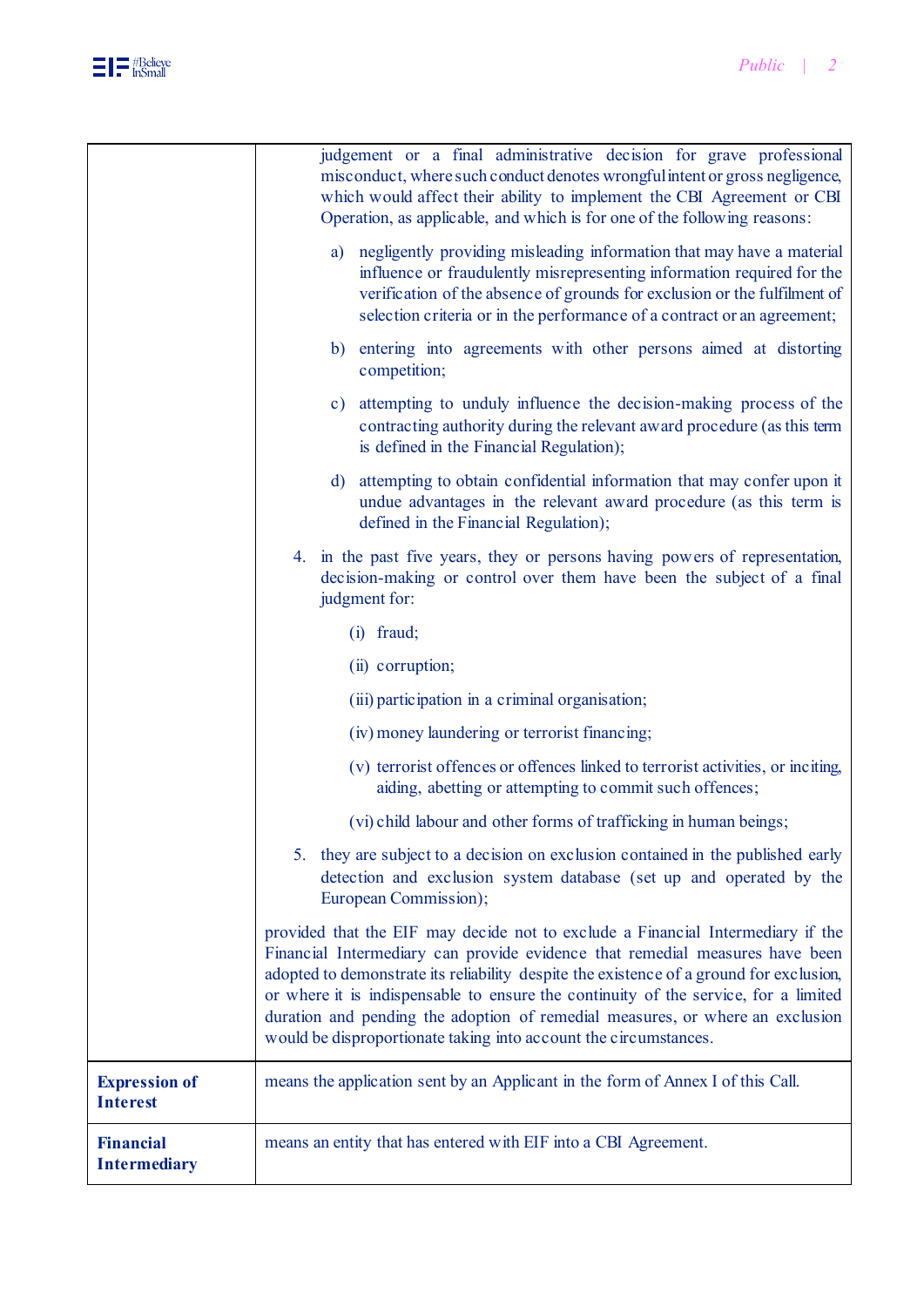| | |
|---|---|
| | judgement or a final administrative decision for grave professional misconduct, where such conduct denotes wrongful intent or gross negligence, which would affect their ability to implement the CBI Agreement or CBI Operation, as applicable, and which is for one of the following reasons:<br><br>a) negligently providing misleading information that may have a material influence or fraudulently misrepresenting information required for the verification of the absence of grounds for exclusion or the fulfilment of selection criteria or in the performance of a contract or an agreement;<br><br>b) entering into agreements with other persons aimed at distorting competition;<br><br>c) attempting to unduly influence the decision-making process of the contracting authority during the relevant award procedure (as this term is defined in the Financial Regulation);<br><br>d) attempting to obtain confidential information that may confer upon it undue advantages in the relevant award procedure (as this term is defined in the Financial Regulation);<br><br>4. in the past five years, they or persons having powers of representation, decision-making or control over them have been the subject of a final judgment for:<br><br>(i) fraud;<br><br>(ii) corruption;<br><br>(iii) participation in a criminal organisation;<br><br>(iv) money laundering or terrorist financing;<br><br>(v) terrorist offences or offences linked to terrorist activities, or inciting, aiding, abetting or attempting to commit such offences;<br><br>(vi) child labour and other forms of trafficking in human beings;<br><br>5. they are subject to a decision on exclusion contained in the published early detection and exclusion system database (set up and operated by the European Commission);<br><br>provided that the EIF may decide not to exclude a Financial Intermediary if the Financial Intermediary can provide evidence that remedial measures have been adopted to demonstrate its reliability despite the existence of a ground for exclusion, or where it is indispensable to ensure the continuity of the service, for a limited duration and pending the adoption of remedial measures, or where an exclusion would be disproportionate taking into account the circumstances. |
| **Expression of Interest** | means the application sent by an Applicant in the form of Annex I of this Call. |
| **Financial Intermediary** | means an entity that has entered with EIF into a CBI Agreement. |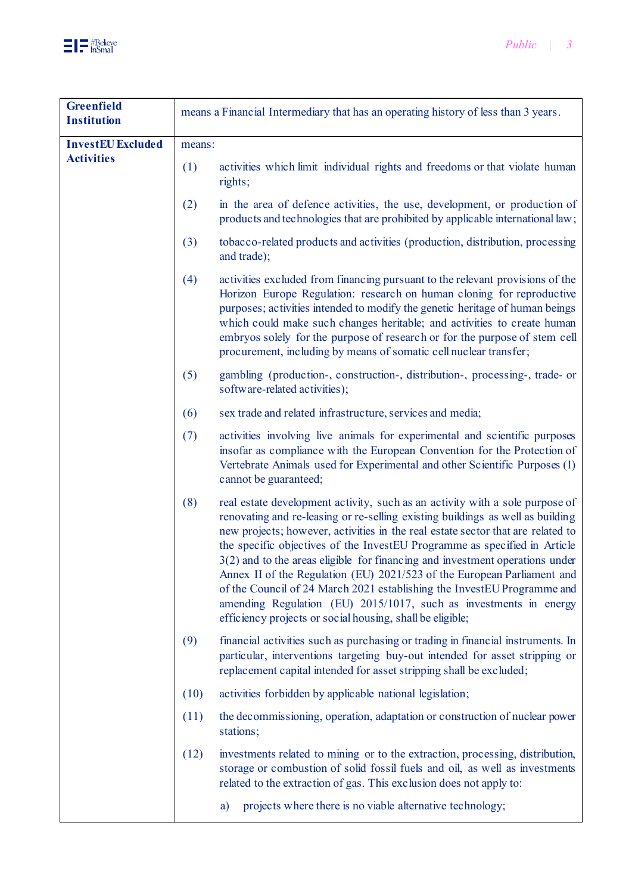| | |
|---|---|
| **Greenfield Institution** | means a Financial Intermediary that has an operating history of less than 3 years. |
| **InvestEU Excluded Activities** | means:<br><br>(1) activities which limit individual rights and freedoms or that violate human rights;<br><br>(2) in the area of defence activities, the use, development, or production of products and technologies that are prohibited by applicable international law;<br><br>(3) tobacco-related products and activities (production, distribution, processing and trade);<br><br>(4) activities excluded from financing pursuant to the relevant provisions of the Horizon Europe Regulation: research on human cloning for reproductive purposes; activities intended to modify the genetic heritage of human beings which could make such changes heritable; and activities to create human embryos solely for the purpose of research or for the purpose of stem cell procurement, including by means of somatic cell nuclear transfer;<br><br>(5) gambling (production-, construction-, distribution-, processing-, trade- or software-related activities);<br><br>(6) sex trade and related infrastructure, services and media;<br><br>(7) activities involving live animals for experimental and scientific purposes insofar as compliance with the European Convention for the Protection of Vertebrate Animals used for Experimental and other Scientific Purposes (1) cannot be guaranteed;<br><br>(8) real estate development activity, such as an activity with a sole purpose of renovating and re-leasing or re-selling existing buildings as well as building new projects; however, activities in the real estate sector that are related to the specific objectives of the InvestEU Programme as specified in Article 3(2) and to the areas eligible for financing and investment operations under Annex II of the Regulation (EU) 2021/523 of the European Parliament and of the Council of 24 March 2021 establishing the InvestEU Programme and amending Regulation (EU) 2015/1017, such as investments in energy efficiency projects or social housing, shall be eligible;<br><br>(9) financial activities such as purchasing or trading in financial instruments. In particular, interventions targeting buy-out intended for asset stripping or replacement capital intended for asset stripping shall be excluded;<br><br>(10) activities forbidden by applicable national legislation;<br><br>(11) the decommissioning, operation, adaptation or construction of nuclear power stations;<br><br>(12) investments related to mining or to the extraction, processing, distribution, storage or combustion of solid fossil fuels and oil, as well as investments related to the extraction of gas. This exclusion does not apply to:<br><br>a) projects where there is no viable alternative technology; |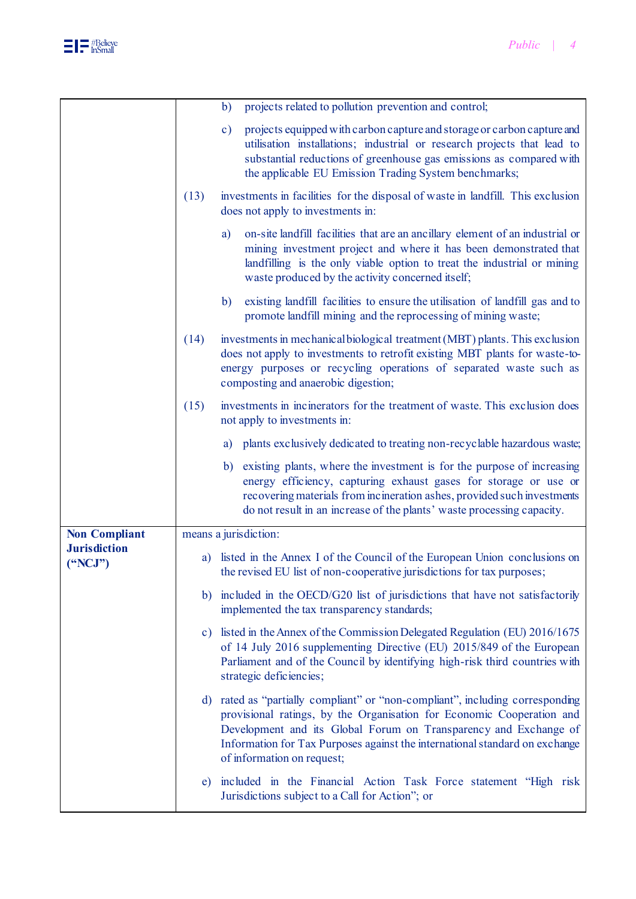| | |
|---|---|
| | b) projects related to pollution prevention and control;<br><br>c) projects equipped with carbon capture and storage or carbon capture and utilisation installations; industrial or research projects that lead to substantial reductions of greenhouse gas emissions as compared with the applicable EU Emission Trading System benchmarks;<br><br>(13) investments in facilities for the disposal of waste in landfill. This exclusion does not apply to investments in:<br><br>a) on-site landfill facilities that are an ancillary element of an industrial or mining investment project and where it has been demonstrated that landfilling is the only viable option to treat the industrial or mining waste produced by the activity concerned itself;<br><br>b) existing landfill facilities to ensure the utilisation of landfill gas and to promote landfill mining and the reprocessing of mining waste;<br><br>(14) investments in mechanical biological treatment (MBT) plants. This exclusion does not apply to investments to retrofit existing MBT plants for waste-to-energy purposes or recycling operations of separated waste such as composting and anaerobic digestion;<br><br>(15) investments in incinerators for the treatment of waste. This exclusion does not apply to investments in:<br><br>a) plants exclusively dedicated to treating non-recyclable hazardous waste;<br><br>b) existing plants, where the investment is for the purpose of increasing energy efficiency, capturing exhaust gases for storage or use or recovering materials from incineration ashes, provided such investments do not result in an increase of the plants' waste processing capacity. |
| **Non Compliant Jurisdiction ("NCJ")** | means a jurisdiction:<br><br>a) listed in the Annex I of the Council of the European Union conclusions on the revised EU list of non-cooperative jurisdictions for tax purposes;<br><br>b) included in the OECD/G20 list of jurisdictions that have not satisfactorily implemented the tax transparency standards;<br><br>c) listed in the Annex of the Commission Delegated Regulation (EU) 2016/1675 of 14 July 2016 supplementing Directive (EU) 2015/849 of the European Parliament and of the Council by identifying high-risk third countries with strategic deficiencies;<br><br>d) rated as "partially compliant" or "non-compliant", including corresponding provisional ratings, by the Organisation for Economic Cooperation and Development and its Global Forum on Transparency and Exchange of Information for Tax Purposes against the international standard on exchange of information on request;<br><br>e) included in the Financial Action Task Force statement "High risk Jurisdictions subject to a Call for Action"; or |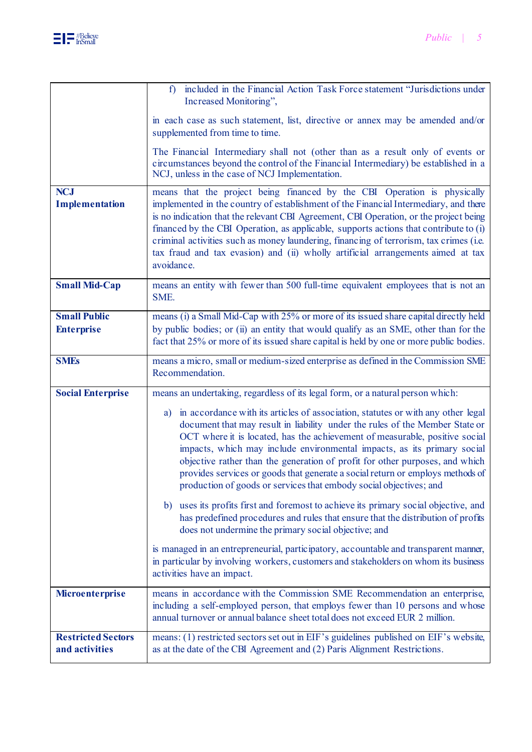| | |
|---|---|
| | f) included in the Financial Action Task Force statement "Jurisdictions under Increased Monitoring",<br><br>in each case as such statement, list, directive or annex may be amended and/or supplemented from time to time.<br><br>The Financial Intermediary shall not (other than as a result only of events or circumstances beyond the control of the Financial Intermediary) be established in a NCJ, unless in the case of NCJ Implementation. |
| **NCJ Implementation** | means that the project being financed by the CBI Operation is physically implemented in the country of establishment of the Financial Intermediary, and there is no indication that the relevant CBI Agreement, CBI Operation, or the project being financed by the CBI Operation, as applicable, supports actions that contribute to (i) criminal activities such as money laundering, financing of terrorism, tax crimes (i.e. tax fraud and tax evasion) and (ii) wholly artificial arrangements aimed at tax avoidance. |
| **Small Mid-Cap** | means an entity with fewer than 500 full-time equivalent employees that is not an SME. |
| **Small Public Enterprise** | means (i) a Small Mid-Cap with 25% or more of its issued share capital directly held by public bodies; or (ii) an entity that would qualify as an SME, other than for the fact that 25% or more of its issued share capital is held by one or more public bodies. |
| **SMEs** | means a micro, small or medium-sized enterprise as defined in the Commission SME Recommendation. |
| **Social Enterprise** | means an undertaking, regardless of its legal form, or a natural person which:<br><br>a) in accordance with its articles of association, statutes or with any other legal document that may result in liability under the rules of the Member State or OCT where it is located, has the achievement of measurable, positive social impacts, which may include environmental impacts, as its primary social objective rather than the generation of profit for other purposes, and which provides services or goods that generate a social return or employs methods of production of goods or services that embody social objectives; and<br><br>b) uses its profits first and foremost to achieve its primary social objective, and has predefined procedures and rules that ensure that the distribution of profits does not undermine the primary social objective; and<br><br>is managed in an entrepreneurial, participatory, accountable and transparent manner, in particular by involving workers, customers and stakeholders on whom its business activities have an impact. |
| **Microenterprise** | means in accordance with the Commission SME Recommendation an enterprise, including a self-employed person, that employs fewer than 10 persons and whose annual turnover or annual balance sheet total does not exceed EUR 2 million. |
| **Restricted Sectors and activities** | means: (1) restricted sectors set out in EIF's guidelines published on EIF's website, as at the date of the CBI Agreement and (2) Paris Alignment Restrictions. |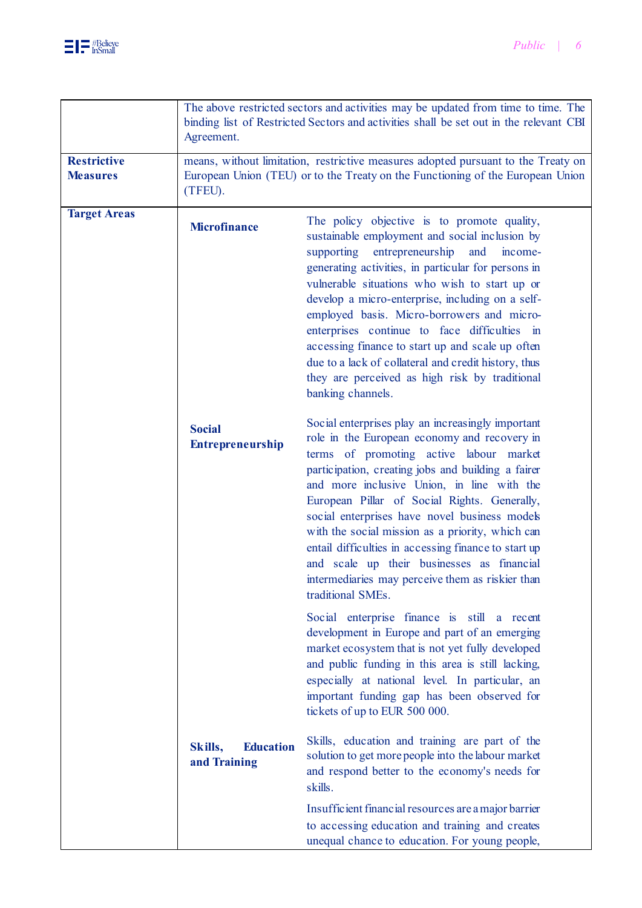| | | |
|---|---|---|
| | The above restricted sectors and activities may be updated from time to time. The binding list of Restricted Sectors and activities shall be set out in the relevant CBI Agreement. | |
| **Restrictive Measures** | means, without limitation, restrictive measures adopted pursuant to the Treaty on European Union (TEU) or to the Treaty on the Functioning of the European Union (TFEU). | |
| **Target Areas** | **Microfinance** | The policy objective is to promote quality, sustainable employment and social inclusion by supporting entrepreneurship and income-generating activities, in particular for persons in vulnerable situations who wish to start up or develop a micro-enterprise, including on a self-employed basis. Micro-borrowers and micro-enterprises continue to face difficulties in accessing finance to start up and scale up often due to a lack of collateral and credit history, thus they are perceived as high risk by traditional banking channels. |
| | **Social Entrepreneurship** | Social enterprises play an increasingly important role in the European economy and recovery in terms of promoting active labour market participation, creating jobs and building a fairer and more inclusive Union, in line with the European Pillar of Social Rights. Generally, social enterprises have novel business models with the social mission as a priority, which can entail difficulties in accessing finance to start up and scale up their businesses as financial intermediaries may perceive them as riskier than traditional SMEs.<br><br>Social enterprise finance is still a recent development in Europe and part of an emerging market ecosystem that is not yet fully developed and public funding in this area is still lacking, especially at national level. In particular, an important funding gap has been observed for tickets of up to EUR 500 000. |
| | **Skills, Education and Training** | Skills, education and training are part of the solution to get more people into the labour market and respond better to the economy's needs for skills.<br><br>Insufficient financial resources are a major barrier to accessing education and training and creates unequal chance to education. For young people, |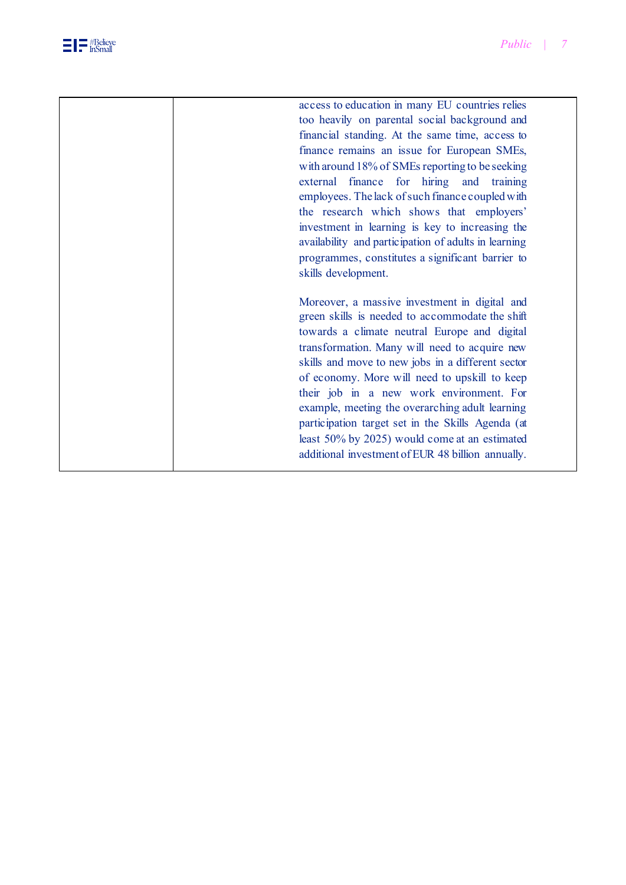| | | |
|---|---|---|
| | | access to education in many EU countries relies too heavily on parental social background and financial standing. At the same time, access to finance remains an issue for European SMEs, with around 18% of SMEs reporting to be seeking external finance for hiring and training employees. The lack of such finance coupled with the research which shows that employers' investment in learning is key to increasing the availability and participation of adults in learning programmes, constitutes a significant barrier to skills development.<br><br>Moreover, a massive investment in digital and green skills is needed to accommodate the shift towards a climate neutral Europe and digital transformation. Many will need to acquire new skills and move to new jobs in a different sector of economy. More will need to upskill to keep their job in a new work environment. For example, meeting the overarching adult learning participation target set in the Skills Agenda (at least 50% by 2025) would come at an estimated additional investment of EUR 48 billion annually. |